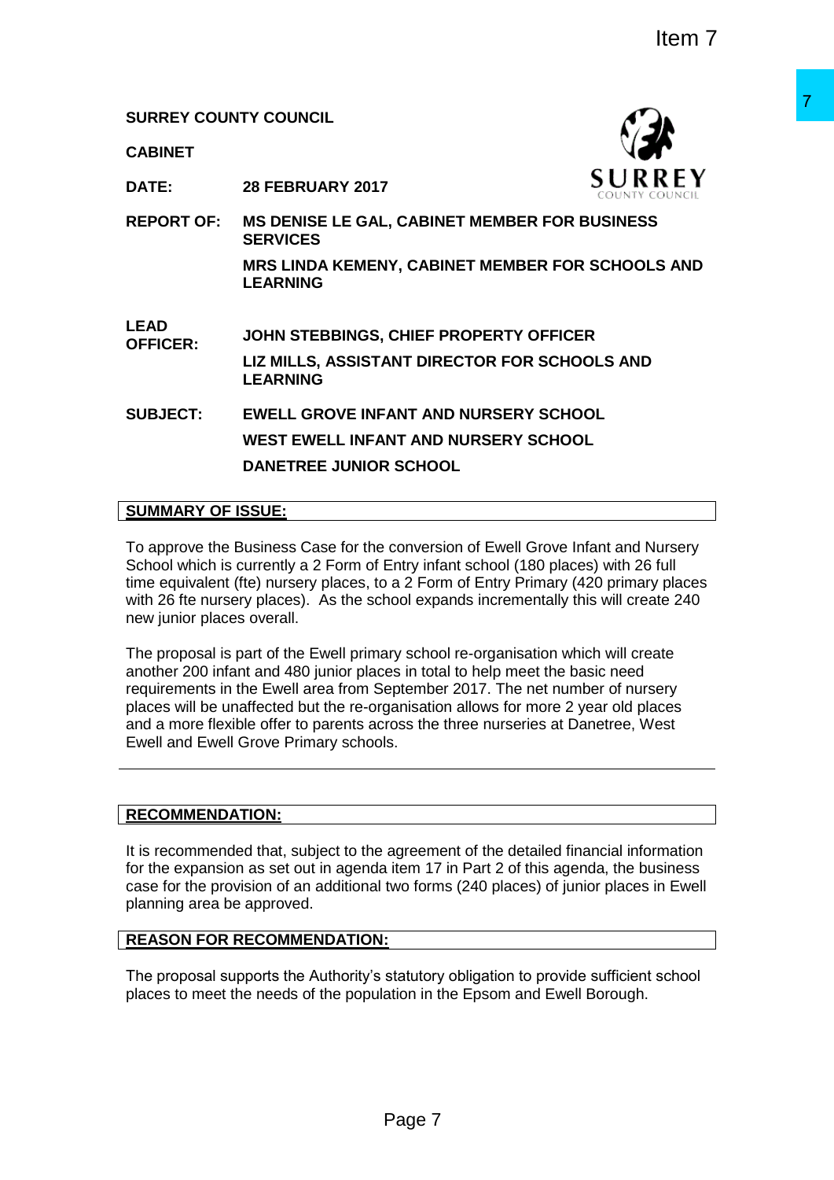Item 7

**SURREY COUNTY COUNCIL**

**CABINET**

| | |
|---|---|
| **DATE:** | **28 FEBRUARY 2017** |
| **REPORT OF:** | **MS DENISE LE GAL, CABINET MEMBER FOR BUSINESS SERVICES** <br> **MRS LINDA KEMENY, CABINET MEMBER FOR SCHOOLS AND LEARNING** |
| **LEAD OFFICER:** | **JOHN STEBBINGS, CHIEF PROPERTY OFFICER** <br> **LIZ MILLS, ASSISTANT DIRECTOR FOR SCHOOLS AND LEARNING** |
| **SUBJECT:** | **EWELL GROVE INFANT AND NURSERY SCHOOL** <br> **WEST EWELL INFANT AND NURSERY SCHOOL** <br> **DANETREE JUNIOR SCHOOL** |

## SUMMARY OF ISSUE:

To approve the Business Case for the conversion of Ewell Grove Infant and Nursery School which is currently a 2 Form of Entry infant school (180 places) with 26 full time equivalent (fte) nursery places, to a 2 Form of Entry Primary (420 primary places with 26 fte nursery places). As the school expands incrementally this will create 240 new junior places overall.

The proposal is part of the Ewell primary school re-organisation which will create another 200 infant and 480 junior places in total to help meet the basic need requirements in the Ewell area from September 2017. The net number of nursery places will be unaffected but the re-organisation allows for more 2 year old places and a more flexible offer to parents across the three nurseries at Danetree, West Ewell and Ewell Grove Primary schools.

## RECOMMENDATION:

It is recommended that, subject to the agreement of the detailed financial information for the expansion as set out in agenda item 17 in Part 2 of this agenda, the business case for the provision of an additional two forms (240 places) of junior places in Ewell planning area be approved.

## REASON FOR RECOMMENDATION:

The proposal supports the Authority's statutory obligation to provide sufficient school places to meet the needs of the population in the Epsom and Ewell Borough.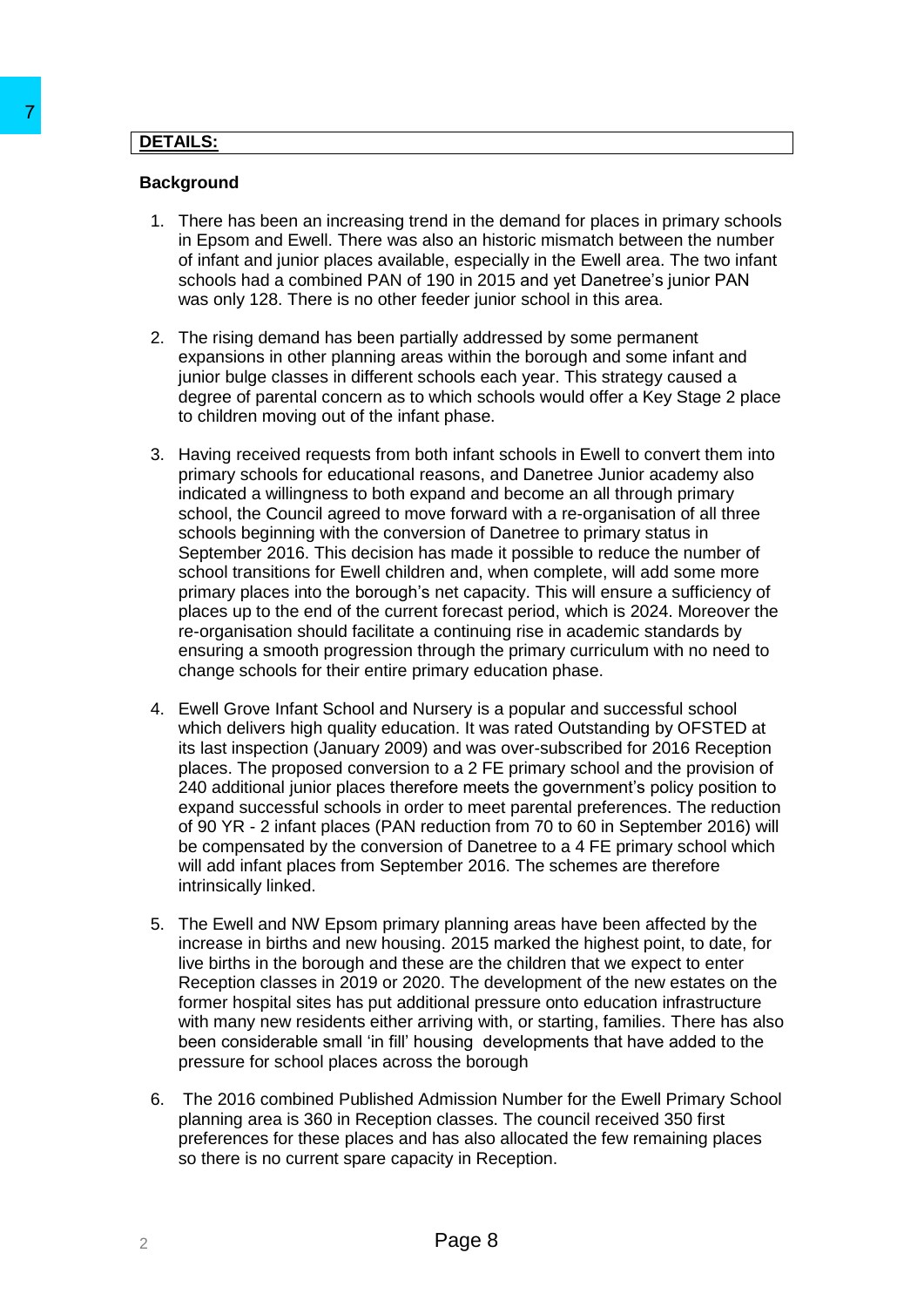## DETAILS:

### Background

1. There has been an increasing trend in the demand for places in primary schools in Epsom and Ewell. There was also an historic mismatch between the number of infant and junior places available, especially in the Ewell area. The two infant schools had a combined PAN of 190 in 2015 and yet Danetree's junior PAN was only 128. There is no other feeder junior school in this area.

2. The rising demand has been partially addressed by some permanent expansions in other planning areas within the borough and some infant and junior bulge classes in different schools each year. This strategy caused a degree of parental concern as to which schools would offer a Key Stage 2 place to children moving out of the infant phase.

3. Having received requests from both infant schools in Ewell to convert them into primary schools for educational reasons, and Danetree Junior academy also indicated a willingness to both expand and become an all through primary school, the Council agreed to move forward with a re-organisation of all three schools beginning with the conversion of Danetree to primary status in September 2016. This decision has made it possible to reduce the number of school transitions for Ewell children and, when complete, will add some more primary places into the borough's net capacity. This will ensure a sufficiency of places up to the end of the current forecast period, which is 2024. Moreover the re-organisation should facilitate a continuing rise in academic standards by ensuring a smooth progression through the primary curriculum with no need to change schools for their entire primary education phase.

4. Ewell Grove Infant School and Nursery is a popular and successful school which delivers high quality education. It was rated Outstanding by OFSTED at its last inspection (January 2009) and was over-subscribed for 2016 Reception places. The proposed conversion to a 2 FE primary school and the provision of 240 additional junior places therefore meets the government's policy position to expand successful schools in order to meet parental preferences. The reduction of 90 YR - 2 infant places (PAN reduction from 70 to 60 in September 2016) will be compensated by the conversion of Danetree to a 4 FE primary school which will add infant places from September 2016. The schemes are therefore intrinsically linked.

5. The Ewell and NW Epsom primary planning areas have been affected by the increase in births and new housing. 2015 marked the highest point, to date, for live births in the borough and these are the children that we expect to enter Reception classes in 2019 or 2020. The development of the new estates on the former hospital sites has put additional pressure onto education infrastructure with many new residents either arriving with, or starting, families. There has also been considerable small 'in fill' housing developments that have added to the pressure for school places across the borough

6. The 2016 combined Published Admission Number for the Ewell Primary School planning area is 360 in Reception classes. The council received 350 first preferences for these places and has also allocated the few remaining places so there is no current spare capacity in Reception.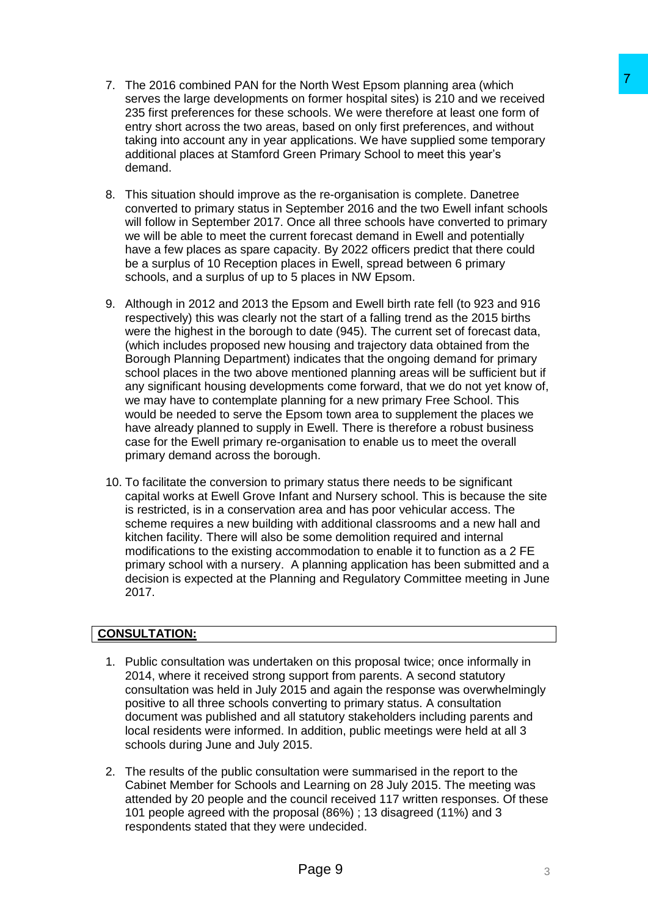7. The 2016 combined PAN for the North West Epsom planning area (which serves the large developments on former hospital sites) is 210 and we received 235 first preferences for these schools. We were therefore at least one form of entry short across the two areas, based on only first preferences, and without taking into account any in year applications. We have supplied some temporary additional places at Stamford Green Primary School to meet this year's demand.

8. This situation should improve as the re-organisation is complete. Danetree converted to primary status in September 2016 and the two Ewell infant schools will follow in September 2017. Once all three schools have converted to primary we will be able to meet the current forecast demand in Ewell and potentially have a few places as spare capacity. By 2022 officers predict that there could be a surplus of 10 Reception places in Ewell, spread between 6 primary schools, and a surplus of up to 5 places in NW Epsom.

9. Although in 2012 and 2013 the Epsom and Ewell birth rate fell (to 923 and 916 respectively) this was clearly not the start of a falling trend as the 2015 births were the highest in the borough to date (945). The current set of forecast data, (which includes proposed new housing and trajectory data obtained from the Borough Planning Department) indicates that the ongoing demand for primary school places in the two above mentioned planning areas will be sufficient but if any significant housing developments come forward, that we do not yet know of, we may have to contemplate planning for a new primary Free School. This would be needed to serve the Epsom town area to supplement the places we have already planned to supply in Ewell. There is therefore a robust business case for the Ewell primary re-organisation to enable us to meet the overall primary demand across the borough.

10. To facilitate the conversion to primary status there needs to be significant capital works at Ewell Grove Infant and Nursery school. This is because the site is restricted, is in a conservation area and has poor vehicular access. The scheme requires a new building with additional classrooms and a new hall and kitchen facility. There will also be some demolition required and internal modifications to the existing accommodation to enable it to function as a 2 FE primary school with a nursery. A planning application has been submitted and a decision is expected at the Planning and Regulatory Committee meeting in June 2017.

## CONSULTATION:

1. Public consultation was undertaken on this proposal twice; once informally in 2014, where it received strong support from parents. A second statutory consultation was held in July 2015 and again the response was overwhelmingly positive to all three schools converting to primary status. A consultation document was published and all statutory stakeholders including parents and local residents were informed. In addition, public meetings were held at all 3 schools during June and July 2015.

2. The results of the public consultation were summarised in the report to the Cabinet Member for Schools and Learning on 28 July 2015. The meeting was attended by 20 people and the council received 117 written responses. Of these 101 people agreed with the proposal (86%) ; 13 disagreed (11%) and 3 respondents stated that they were undecided.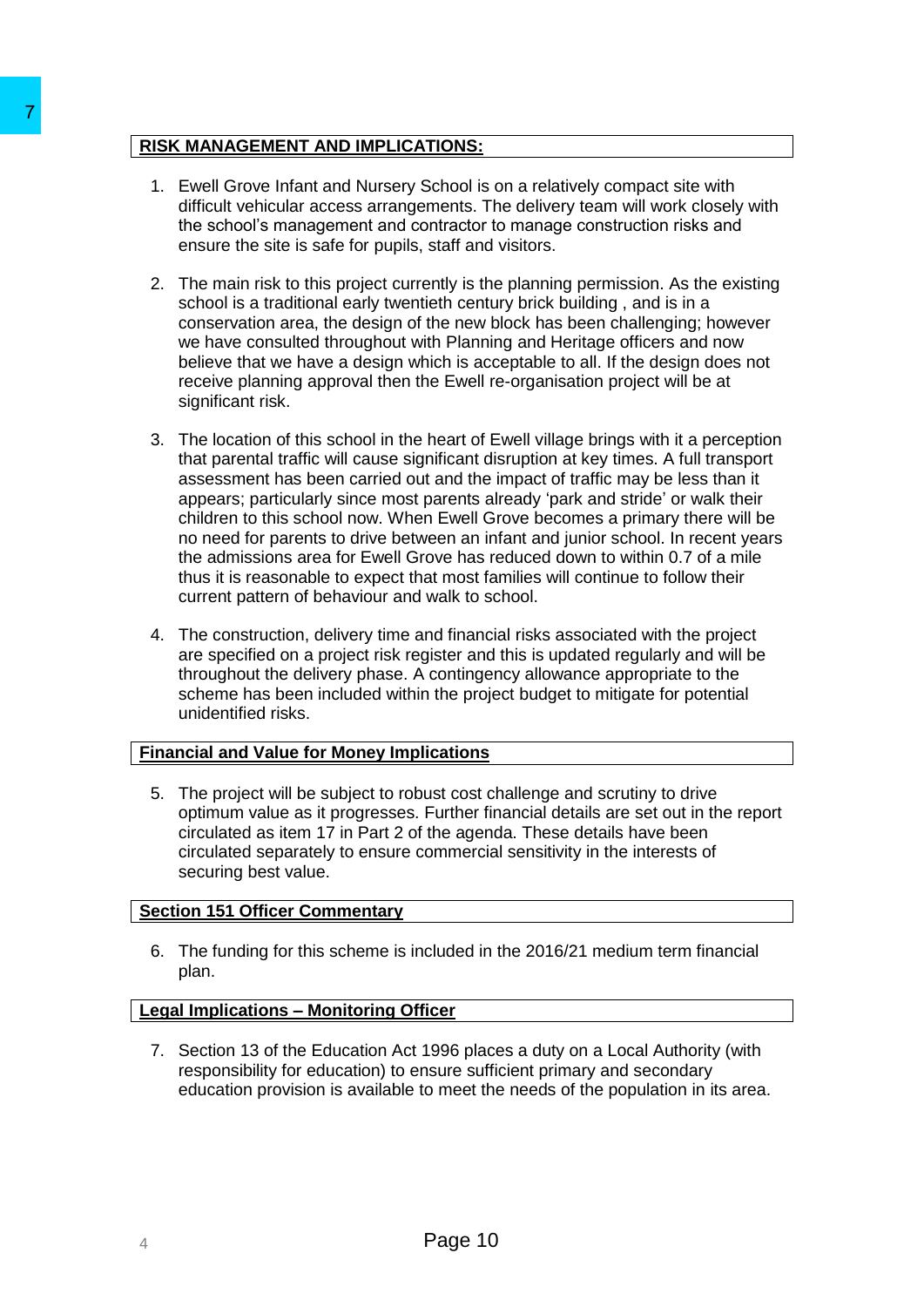## RISK MANAGEMENT AND IMPLICATIONS:

1. Ewell Grove Infant and Nursery School is on a relatively compact site with difficult vehicular access arrangements. The delivery team will work closely with the school's management and contractor to manage construction risks and ensure the site is safe for pupils, staff and visitors.

2. The main risk to this project currently is the planning permission. As the existing school is a traditional early twentieth century brick building , and is in a conservation area, the design of the new block has been challenging; however we have consulted throughout with Planning and Heritage officers and now believe that we have a design which is acceptable to all. If the design does not receive planning approval then the Ewell re-organisation project will be at significant risk.

3. The location of this school in the heart of Ewell village brings with it a perception that parental traffic will cause significant disruption at key times. A full transport assessment has been carried out and the impact of traffic may be less than it appears; particularly since most parents already 'park and stride' or walk their children to this school now. When Ewell Grove becomes a primary there will be no need for parents to drive between an infant and junior school. In recent years the admissions area for Ewell Grove has reduced down to within 0.7 of a mile thus it is reasonable to expect that most families will continue to follow their current pattern of behaviour and walk to school.

4. The construction, delivery time and financial risks associated with the project are specified on a project risk register and this is updated regularly and will be throughout the delivery phase. A contingency allowance appropriate to the scheme has been included within the project budget to mitigate for potential unidentified risks.

## Financial and Value for Money Implications

5. The project will be subject to robust cost challenge and scrutiny to drive optimum value as it progresses. Further financial details are set out in the report circulated as item 17 in Part 2 of the agenda. These details have been circulated separately to ensure commercial sensitivity in the interests of securing best value.

## Section 151 Officer Commentary

6. The funding for this scheme is included in the 2016/21 medium term financial plan.

## Legal Implications – Monitoring Officer

7. Section 13 of the Education Act 1996 places a duty on a Local Authority (with responsibility for education) to ensure sufficient primary and secondary education provision is available to meet the needs of the population in its area.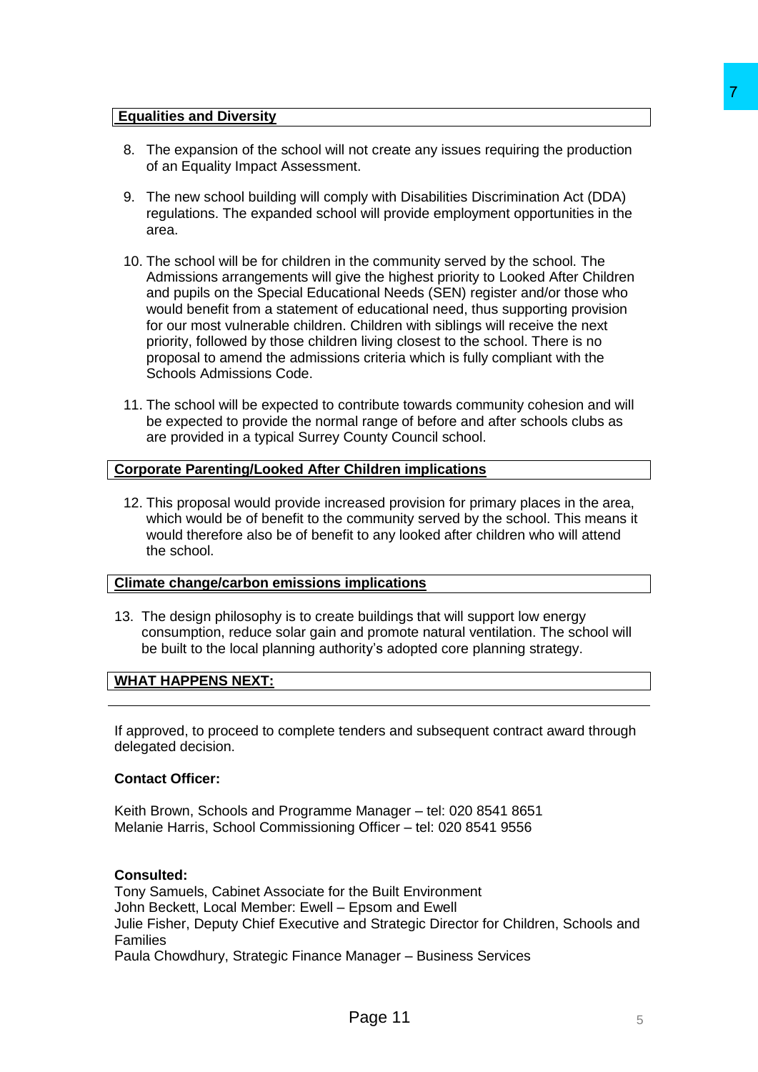## Equalities and Diversity

8. The expansion of the school will not create any issues requiring the production of an Equality Impact Assessment.

9. The new school building will comply with Disabilities Discrimination Act (DDA) regulations. The expanded school will provide employment opportunities in the area.

10. The school will be for children in the community served by the school. The Admissions arrangements will give the highest priority to Looked After Children and pupils on the Special Educational Needs (SEN) register and/or those who would benefit from a statement of educational need, thus supporting provision for our most vulnerable children. Children with siblings will receive the next priority, followed by those children living closest to the school. There is no proposal to amend the admissions criteria which is fully compliant with the Schools Admissions Code.

11. The school will be expected to contribute towards community cohesion and will be expected to provide the normal range of before and after schools clubs as are provided in a typical Surrey County Council school.

## Corporate Parenting/Looked After Children implications

12. This proposal would provide increased provision for primary places in the area, which would be of benefit to the community served by the school. This means it would therefore also be of benefit to any looked after children who will attend the school.

## Climate change/carbon emissions implications

13. The design philosophy is to create buildings that will support low energy consumption, reduce solar gain and promote natural ventilation. The school will be built to the local planning authority's adopted core planning strategy.

## WHAT HAPPENS NEXT:

If approved, to proceed to complete tenders and subsequent contract award through delegated decision.

**Contact Officer:**

Keith Brown, Schools and Programme Manager – tel: 020 8541 8651
Melanie Harris, School Commissioning Officer – tel: 020 8541 9556

**Consulted:**

Tony Samuels, Cabinet Associate for the Built Environment
John Beckett, Local Member: Ewell – Epsom and Ewell
Julie Fisher, Deputy Chief Executive and Strategic Director for Children, Schools and Families
Paula Chowdhury, Strategic Finance Manager – Business Services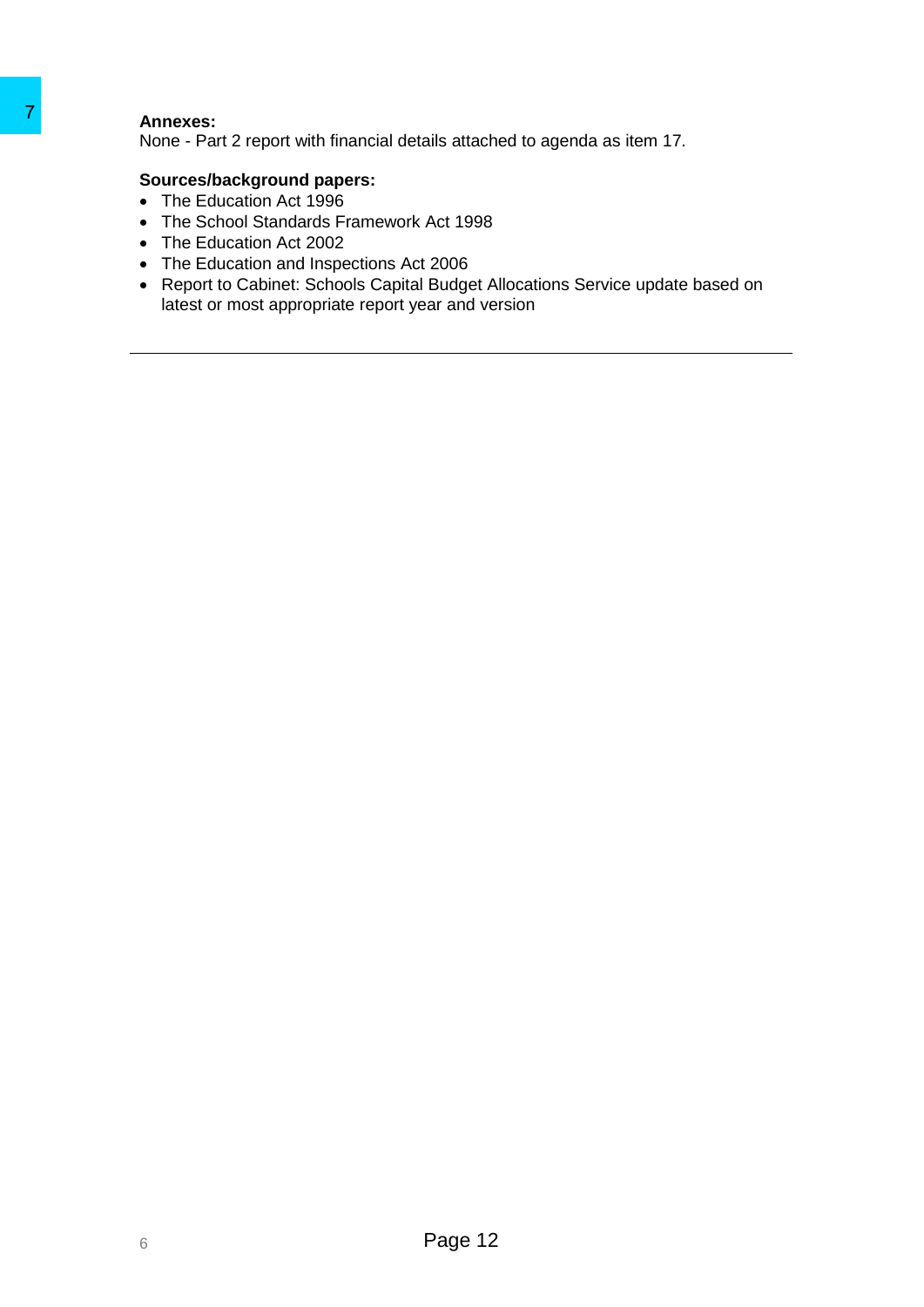**Annexes:**
None - Part 2 report with financial details attached to agenda as item 17.

**Sources/background papers:**

- The Education Act 1996
- The School Standards Framework Act 1998
- The Education Act 2002
- The Education and Inspections Act 2006
- Report to Cabinet: Schools Capital Budget Allocations Service update based on latest or most appropriate report year and version

---